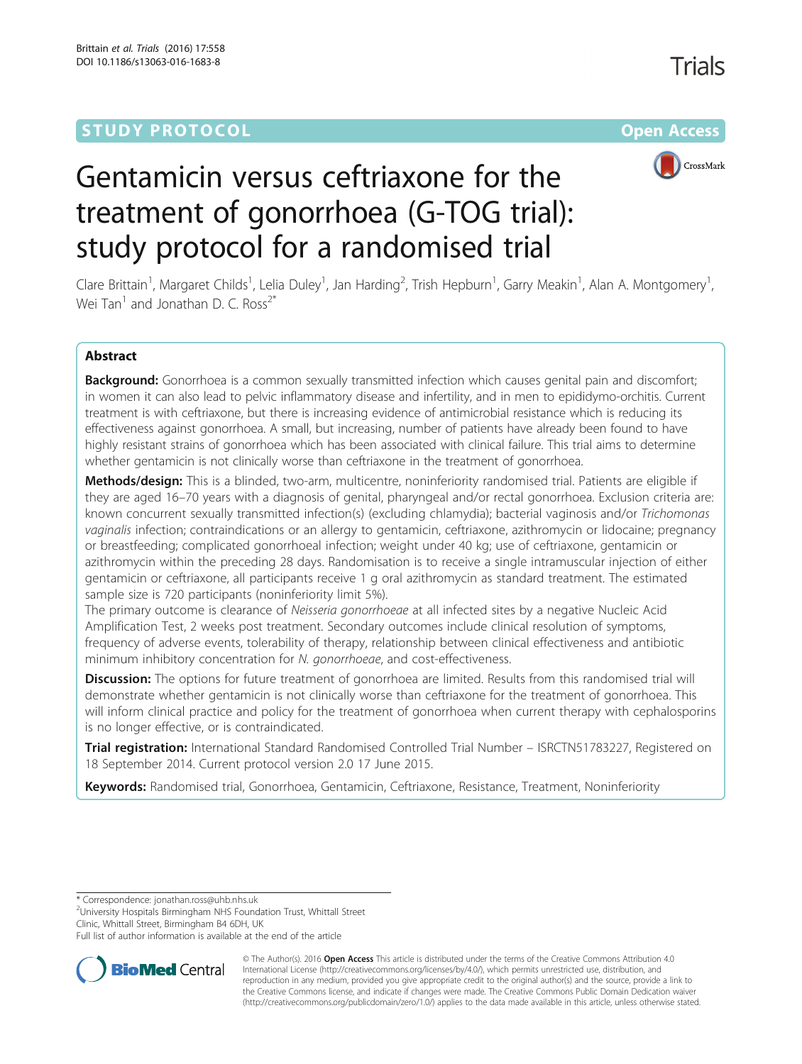STUDY PROTOCOL Open Access

# Gentamicin versus ceftriaxone for the treatment of gonorrhoea (G-TOG trial): study protocol for a randomised trial

Clare Brittain[1], Margaret Childs[1], Lelia Duley[1], Jan Harding[2], Trish Hepburn[1], Garry Meakin[1], Alan A. Montgomery[1], Wei Tan[1] and Jonathan D. C. Ross[2*]

## Abstract

**Background:** Gonorrhoea is a common sexually transmitted infection which causes genital pain and discomfort; in women it can also lead to pelvic inflammatory disease and infertility, and in men to epididymo-orchitis. Current treatment is with ceftriaxone, but there is increasing evidence of antimicrobial resistance which is reducing its effectiveness against gonorrhoea. A small, but increasing, number of patients have already been found to have highly resistant strains of gonorrhoea which has been associated with clinical failure. This trial aims to determine whether gentamicin is not clinically worse than ceftriaxone in the treatment of gonorrhoea.

**Methods/design:** This is a blinded, two-arm, multicentre, noninferiority randomised trial. Patients are eligible if they are aged 16–70 years with a diagnosis of genital, pharyngeal and/or rectal gonorrhoea. Exclusion criteria are: known concurrent sexually transmitted infection(s) (excluding chlamydia); bacterial vaginosis and/or *Trichomonas vaginalis* infection; contraindications or an allergy to gentamicin, ceftriaxone, azithromycin or lidocaine; pregnancy or breastfeeding; complicated gonorrhoeal infection; weight under 40 kg; use of ceftriaxone, gentamicin or azithromycin within the preceding 28 days. Randomisation is to receive a single intramuscular injection of either gentamicin or ceftriaxone, all participants receive 1 g oral azithromycin as standard treatment. The estimated sample size is 720 participants (noninferiority limit 5%).

The primary outcome is clearance of *Neisseria gonorrhoeae* at all infected sites by a negative Nucleic Acid Amplification Test, 2 weeks post treatment. Secondary outcomes include clinical resolution of symptoms, frequency of adverse events, tolerability of therapy, relationship between clinical effectiveness and antibiotic minimum inhibitory concentration for *N. gonorrhoeae*, and cost-effectiveness.

**Discussion:** The options for future treatment of gonorrhoea are limited. Results from this randomised trial will demonstrate whether gentamicin is not clinically worse than ceftriaxone for the treatment of gonorrhoea. This will inform clinical practice and policy for the treatment of gonorrhoea when current therapy with cephalosporins is no longer effective, or is contraindicated.

**Trial registration:** International Standard Randomised Controlled Trial Number – ISRCTN51783227, Registered on 18 September 2014. Current protocol version 2.0 17 June 2015.

**Keywords:** Randomised trial, Gonorrhoea, Gentamicin, Ceftriaxone, Resistance, Treatment, Noninferiority

\* Correspondence: jonathan.ross@uhb.nhs.uk

[2]University Hospitals Birmingham NHS Foundation Trust, Whittall Street Clinic, Whittall Street, Birmingham B4 6DH, UK

Full list of author information is available at the end of the article

© The Author(s). 2016 **Open Access** This article is distributed under the terms of the Creative Commons Attribution 4.0 International License (http://creativecommons.org/licenses/by/4.0/), which permits unrestricted use, distribution, and reproduction in any medium, provided you give appropriate credit to the original author(s) and the source, provide a link to the Creative Commons license, and indicate if changes were made. The Creative Commons Public Domain Dedication waiver (http://creativecommons.org/publicdomain/zero/1.0/) applies to the data made available in this article, unless otherwise stated.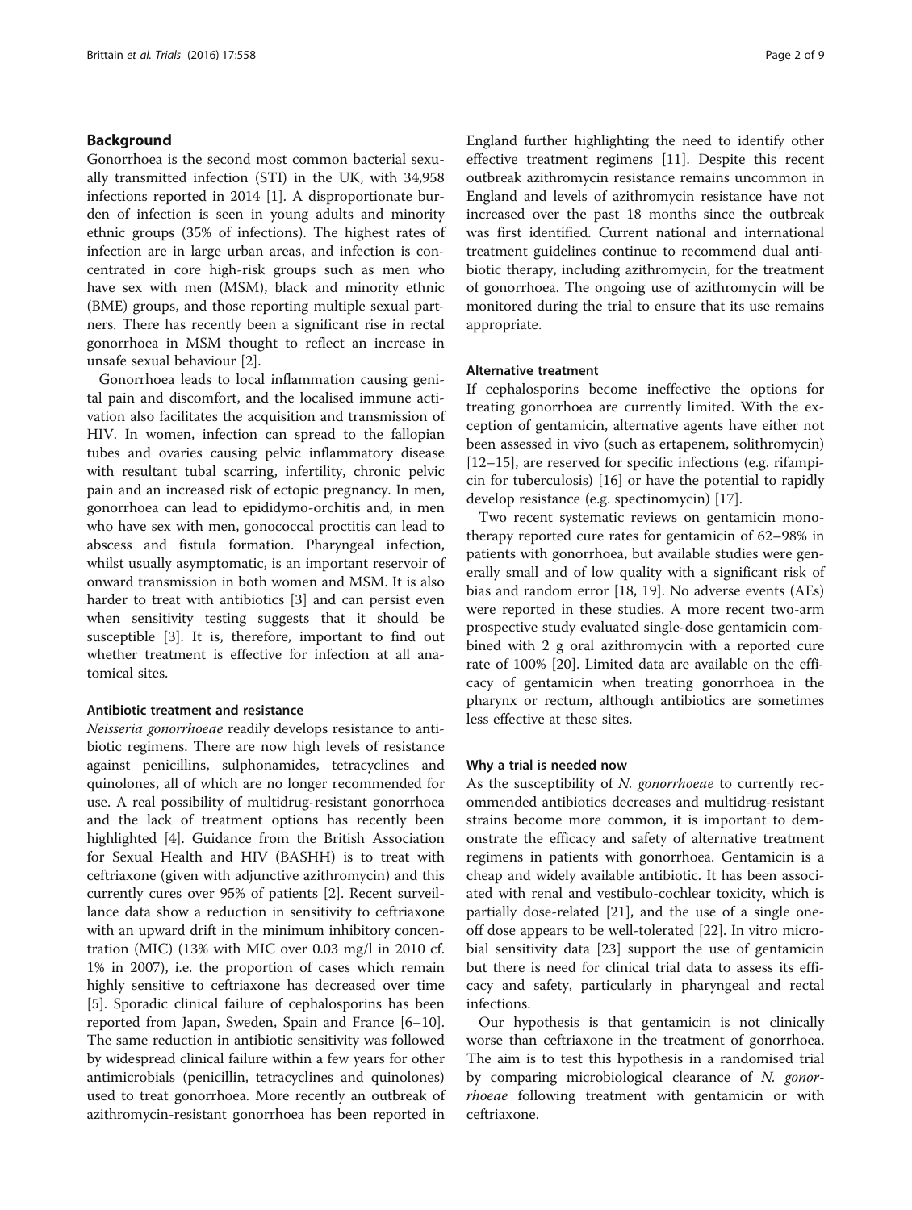## Background

Gonorrhoea is the second most common bacterial sexually transmitted infection (STI) in the UK, with 34,958 infections reported in 2014 [1]. A disproportionate burden of infection is seen in young adults and minority ethnic groups (35% of infections). The highest rates of infection are in large urban areas, and infection is concentrated in core high-risk groups such as men who have sex with men (MSM), black and minority ethnic (BME) groups, and those reporting multiple sexual partners. There has recently been a significant rise in rectal gonorrhoea in MSM thought to reflect an increase in unsafe sexual behaviour [2].

Gonorrhoea leads to local inflammation causing genital pain and discomfort, and the localised immune activation also facilitates the acquisition and transmission of HIV. In women, infection can spread to the fallopian tubes and ovaries causing pelvic inflammatory disease with resultant tubal scarring, infertility, chronic pelvic pain and an increased risk of ectopic pregnancy. In men, gonorrhoea can lead to epididymo-orchitis and, in men who have sex with men, gonococcal proctitis can lead to abscess and fistula formation. Pharyngeal infection, whilst usually asymptomatic, is an important reservoir of onward transmission in both women and MSM. It is also harder to treat with antibiotics [3] and can persist even when sensitivity testing suggests that it should be susceptible [3]. It is, therefore, important to find out whether treatment is effective for infection at all anatomical sites.

### Antibiotic treatment and resistance

*Neisseria gonorrhoeae* readily develops resistance to antibiotic regimens. There are now high levels of resistance against penicillins, sulphonamides, tetracyclines and quinolones, all of which are no longer recommended for use. A real possibility of multidrug-resistant gonorrhoea and the lack of treatment options has recently been highlighted [4]. Guidance from the British Association for Sexual Health and HIV (BASHH) is to treat with ceftriaxone (given with adjunctive azithromycin) and this currently cures over 95% of patients [2]. Recent surveillance data show a reduction in sensitivity to ceftriaxone with an upward drift in the minimum inhibitory concentration (MIC) (13% with MIC over 0.03 mg/l in 2010 cf. 1% in 2007), i.e. the proportion of cases which remain highly sensitive to ceftriaxone has decreased over time [5]. Sporadic clinical failure of cephalosporins has been reported from Japan, Sweden, Spain and France [6–10]. The same reduction in antibiotic sensitivity was followed by widespread clinical failure within a few years for other antimicrobials (penicillin, tetracyclines and quinolones) used to treat gonorrhoea. More recently an outbreak of azithromycin-resistant gonorrhoea has been reported in England further highlighting the need to identify other effective treatment regimens [11]. Despite this recent outbreak azithromycin resistance remains uncommon in England and levels of azithromycin resistance have not increased over the past 18 months since the outbreak was first identified. Current national and international treatment guidelines continue to recommend dual antibiotic therapy, including azithromycin, for the treatment of gonorrhoea. The ongoing use of azithromycin will be monitored during the trial to ensure that its use remains appropriate.

### Alternative treatment

If cephalosporins become ineffective the options for treating gonorrhoea are currently limited. With the exception of gentamicin, alternative agents have either not been assessed in vivo (such as ertapenem, solithromycin) [12–15], are reserved for specific infections (e.g. rifampicin for tuberculosis) [16] or have the potential to rapidly develop resistance (e.g. spectinomycin) [17].

Two recent systematic reviews on gentamicin monotherapy reported cure rates for gentamicin of 62–98% in patients with gonorrhoea, but available studies were generally small and of low quality with a significant risk of bias and random error [18, 19]. No adverse events (AEs) were reported in these studies. A more recent two-arm prospective study evaluated single-dose gentamicin combined with 2 g oral azithromycin with a reported cure rate of 100% [20]. Limited data are available on the efficacy of gentamicin when treating gonorrhoea in the pharynx or rectum, although antibiotics are sometimes less effective at these sites.

### Why a trial is needed now

As the susceptibility of *N. gonorrhoeae* to currently recommended antibiotics decreases and multidrug-resistant strains become more common, it is important to demonstrate the efficacy and safety of alternative treatment regimens in patients with gonorrhoea. Gentamicin is a cheap and widely available antibiotic. It has been associated with renal and vestibulo-cochlear toxicity, which is partially dose-related [21], and the use of a single one-off dose appears to be well-tolerated [22]. In vitro microbial sensitivity data [23] support the use of gentamicin but there is need for clinical trial data to assess its efficacy and safety, particularly in pharyngeal and rectal infections.

Our hypothesis is that gentamicin is not clinically worse than ceftriaxone in the treatment of gonorrhoea. The aim is to test this hypothesis in a randomised trial by comparing microbiological clearance of *N. gonorrhoeae* following treatment with gentamicin or with ceftriaxone.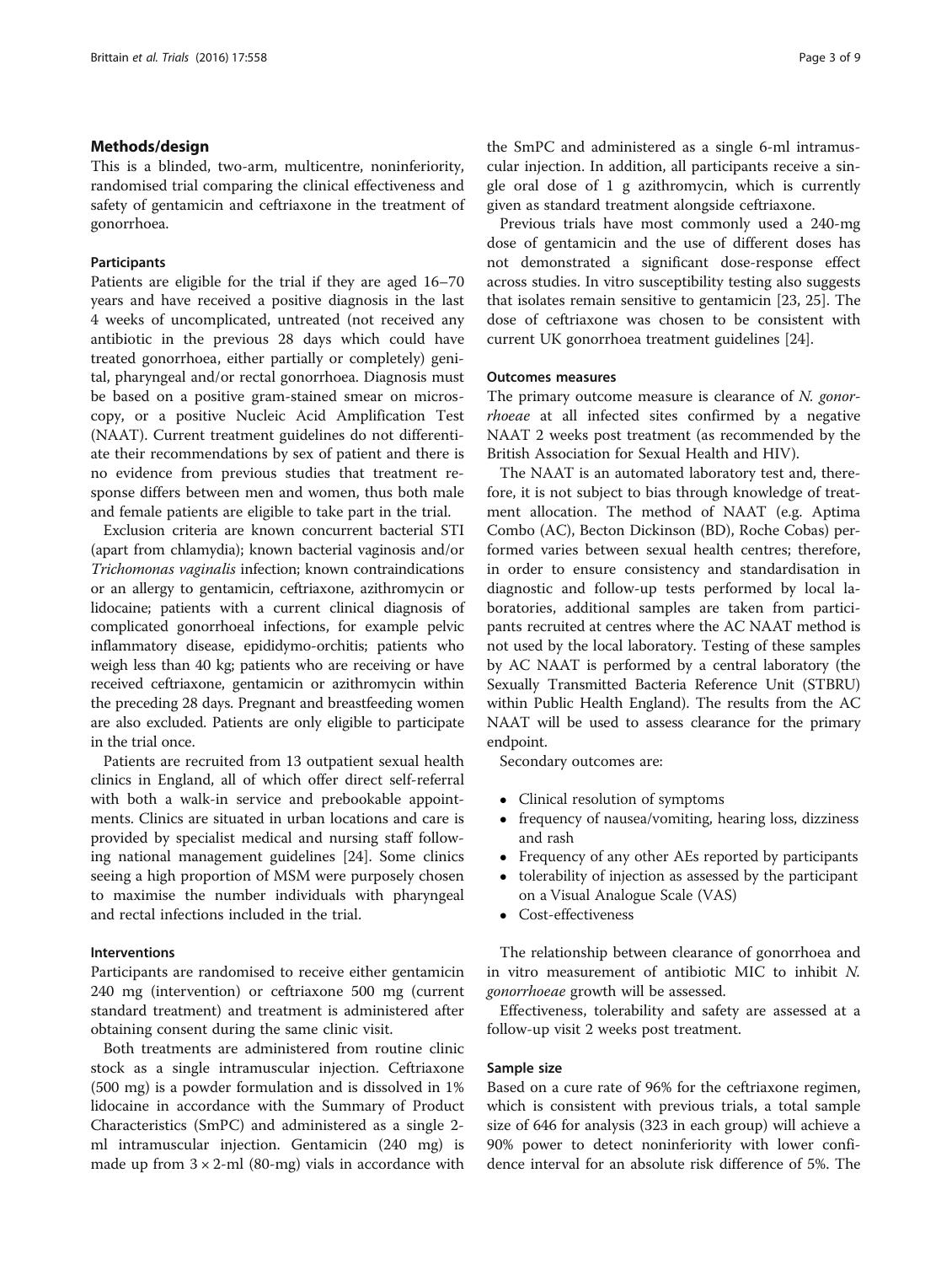## Methods/design

This is a blinded, two-arm, multicentre, noninferiority, randomised trial comparing the clinical effectiveness and safety of gentamicin and ceftriaxone in the treatment of gonorrhoea.

### Participants

Patients are eligible for the trial if they are aged 16–70 years and have received a positive diagnosis in the last 4 weeks of uncomplicated, untreated (not received any antibiotic in the previous 28 days which could have treated gonorrhoea, either partially or completely) genital, pharyngeal and/or rectal gonorrhoea. Diagnosis must be based on a positive gram-stained smear on microscopy, or a positive Nucleic Acid Amplification Test (NAAT). Current treatment guidelines do not differentiate their recommendations by sex of patient and there is no evidence from previous studies that treatment response differs between men and women, thus both male and female patients are eligible to take part in the trial.

Exclusion criteria are known concurrent bacterial STI (apart from chlamydia); known bacterial vaginosis and/or *Trichomonas vaginalis* infection; known contraindications or an allergy to gentamicin, ceftriaxone, azithromycin or lidocaine; patients with a current clinical diagnosis of complicated gonorrhoeal infections, for example pelvic inflammatory disease, epididymo-orchitis; patients who weigh less than 40 kg; patients who are receiving or have received ceftriaxone, gentamicin or azithromycin within the preceding 28 days. Pregnant and breastfeeding women are also excluded. Patients are only eligible to participate in the trial once.

Patients are recruited from 13 outpatient sexual health clinics in England, all of which offer direct self-referral with both a walk-in service and prebookable appointments. Clinics are situated in urban locations and care is provided by specialist medical and nursing staff following national management guidelines [24]. Some clinics seeing a high proportion of MSM were purposely chosen to maximise the number individuals with pharyngeal and rectal infections included in the trial.

### Interventions

Participants are randomised to receive either gentamicin 240 mg (intervention) or ceftriaxone 500 mg (current standard treatment) and treatment is administered after obtaining consent during the same clinic visit.

Both treatments are administered from routine clinic stock as a single intramuscular injection. Ceftriaxone (500 mg) is a powder formulation and is dissolved in 1% lidocaine in accordance with the Summary of Product Characteristics (SmPC) and administered as a single 2-ml intramuscular injection. Gentamicin (240 mg) is made up from $3 \times 2$-ml (80-mg) vials in accordance with the SmPC and administered as a single 6-ml intramuscular injection. In addition, all participants receive a single oral dose of 1 g azithromycin, which is currently given as standard treatment alongside ceftriaxone.

Previous trials have most commonly used a 240-mg dose of gentamicin and the use of different doses has not demonstrated a significant dose-response effect across studies. In vitro susceptibility testing also suggests that isolates remain sensitive to gentamicin [23, 25]. The dose of ceftriaxone was chosen to be consistent with current UK gonorrhoea treatment guidelines [24].

### Outcomes measures

The primary outcome measure is clearance of *N. gonorrhoeae* at all infected sites confirmed by a negative NAAT 2 weeks post treatment (as recommended by the British Association for Sexual Health and HIV).

The NAAT is an automated laboratory test and, therefore, it is not subject to bias through knowledge of treatment allocation. The method of NAAT (e.g. Aptima Combo (AC), Becton Dickinson (BD), Roche Cobas) performed varies between sexual health centres; therefore, in order to ensure consistency and standardisation in diagnostic and follow-up tests performed by local laboratories, additional samples are taken from participants recruited at centres where the AC NAAT method is not used by the local laboratory. Testing of these samples by AC NAAT is performed by a central laboratory (the Sexually Transmitted Bacteria Reference Unit (STBRU) within Public Health England). The results from the AC NAAT will be used to assess clearance for the primary endpoint.

Secondary outcomes are:

- Clinical resolution of symptoms
- frequency of nausea/vomiting, hearing loss, dizziness and rash
- Frequency of any other AEs reported by participants
- tolerability of injection as assessed by the participant on a Visual Analogue Scale (VAS)
- Cost-effectiveness

The relationship between clearance of gonorrhoea and in vitro measurement of antibiotic MIC to inhibit *N. gonorrhoeae* growth will be assessed.

Effectiveness, tolerability and safety are assessed at a follow-up visit 2 weeks post treatment.

### Sample size

Based on a cure rate of 96% for the ceftriaxone regimen, which is consistent with previous trials, a total sample size of 646 for analysis (323 in each group) will achieve a 90% power to detect noninferiority with lower confidence interval for an absolute risk difference of 5%. The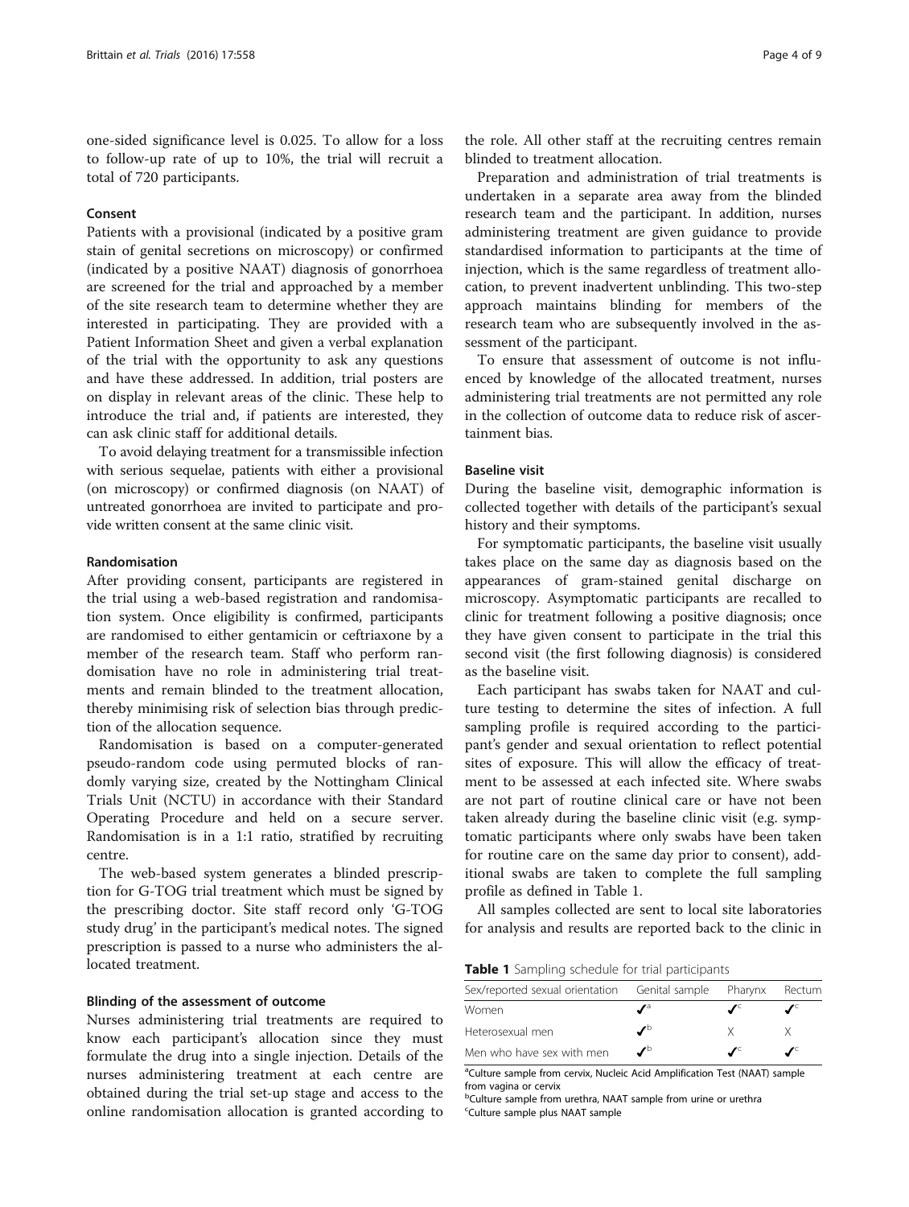one-sided significance level is 0.025. To allow for a loss to follow-up rate of up to 10%, the trial will recruit a total of 720 participants.

### Consent

Patients with a provisional (indicated by a positive gram stain of genital secretions on microscopy) or confirmed (indicated by a positive NAAT) diagnosis of gonorrhoea are screened for the trial and approached by a member of the site research team to determine whether they are interested in participating. They are provided with a Patient Information Sheet and given a verbal explanation of the trial with the opportunity to ask any questions and have these addressed. In addition, trial posters are on display in relevant areas of the clinic. These help to introduce the trial and, if patients are interested, they can ask clinic staff for additional details.

To avoid delaying treatment for a transmissible infection with serious sequelae, patients with either a provisional (on microscopy) or confirmed diagnosis (on NAAT) of untreated gonorrhoea are invited to participate and provide written consent at the same clinic visit.

### Randomisation

After providing consent, participants are registered in the trial using a web-based registration and randomisation system. Once eligibility is confirmed, participants are randomised to either gentamicin or ceftriaxone by a member of the research team. Staff who perform randomisation have no role in administering trial treatments and remain blinded to the treatment allocation, thereby minimising risk of selection bias through prediction of the allocation sequence.

Randomisation is based on a computer-generated pseudo-random code using permuted blocks of randomly varying size, created by the Nottingham Clinical Trials Unit (NCTU) in accordance with their Standard Operating Procedure and held on a secure server. Randomisation is in a 1:1 ratio, stratified by recruiting centre.

The web-based system generates a blinded prescription for G-TOG trial treatment which must be signed by the prescribing doctor. Site staff record only 'G-TOG study drug' in the participant's medical notes. The signed prescription is passed to a nurse who administers the allocated treatment.

### Blinding of the assessment of outcome

Nurses administering trial treatments are required to know each participant's allocation since they must formulate the drug into a single injection. Details of the nurses administering treatment at each centre are obtained during the trial set-up stage and access to the online randomisation allocation is granted according to the role. All other staff at the recruiting centres remain blinded to treatment allocation.

Preparation and administration of trial treatments is undertaken in a separate area away from the blinded research team and the participant. In addition, nurses administering treatment are given guidance to provide standardised information to participants at the time of injection, which is the same regardless of treatment allocation, to prevent inadvertent unblinding. This two-step approach maintains blinding for members of the research team who are subsequently involved in the assessment of the participant.

To ensure that assessment of outcome is not influenced by knowledge of the allocated treatment, nurses administering trial treatments are not permitted any role in the collection of outcome data to reduce risk of ascertainment bias.

### Baseline visit

During the baseline visit, demographic information is collected together with details of the participant's sexual history and their symptoms.

For symptomatic participants, the baseline visit usually takes place on the same day as diagnosis based on the appearances of gram-stained genital discharge on microscopy. Asymptomatic participants are recalled to clinic for treatment following a positive diagnosis; once they have given consent to participate in the trial this second visit (the first following diagnosis) is considered as the baseline visit.

Each participant has swabs taken for NAAT and culture testing to determine the sites of infection. A full sampling profile is required according to the participant's gender and sexual orientation to reflect potential sites of exposure. This will allow the efficacy of treatment to be assessed at each infected site. Where swabs are not part of routine clinical care or have not been taken already during the baseline clinic visit (e.g. symptomatic participants where only swabs have been taken for routine care on the same day prior to consent), additional swabs are taken to complete the full sampling profile as defined in Table 1.

All samples collected are sent to local site laboratories for analysis and results are reported back to the clinic in

**Table 1** Sampling schedule for trial participants

| Sex/reported sexual orientation | Genital sample | Pharynx | Rectum |
|---|---|---|---|
| Women | ✓[a] | ✓[c] | ✓[c] |
| Heterosexual men | ✓[b] | X | X |
| Men who have sex with men | ✓[b] | ✓[c] | ✓[c] |

[a]Culture sample from cervix, Nucleic Acid Amplification Test (NAAT) sample from vagina or cervix
[b]Culture sample from urethra, NAAT sample from urine or urethra
[c]Culture sample plus NAAT sample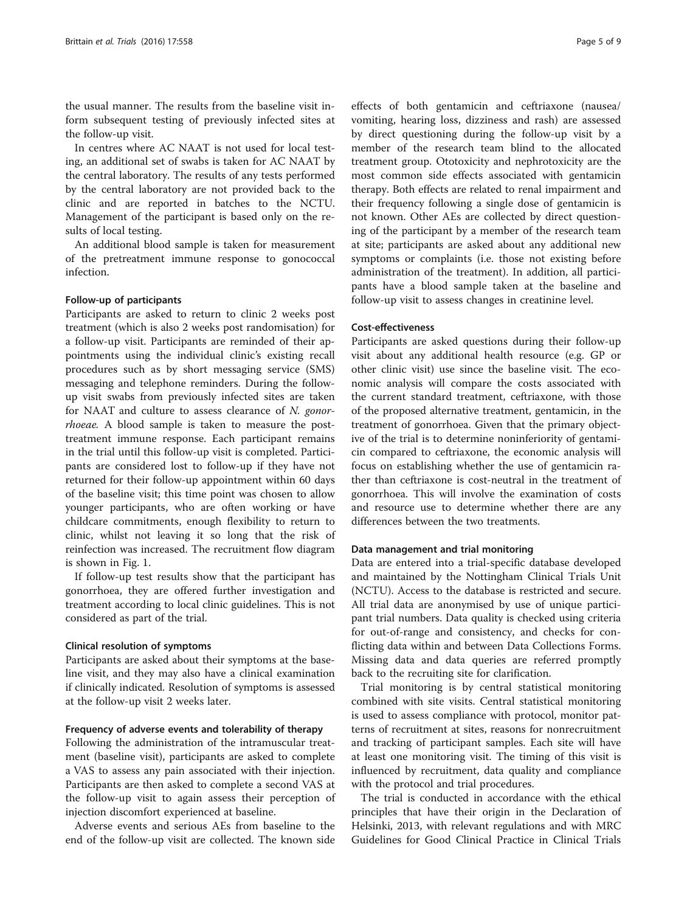the usual manner. The results from the baseline visit inform subsequent testing of previously infected sites at the follow-up visit.

In centres where AC NAAT is not used for local testing, an additional set of swabs is taken for AC NAAT by the central laboratory. The results of any tests performed by the central laboratory are not provided back to the clinic and are reported in batches to the NCTU. Management of the participant is based only on the results of local testing.

An additional blood sample is taken for measurement of the pretreatment immune response to gonococcal infection.

#### Follow-up of participants

Participants are asked to return to clinic 2 weeks post treatment (which is also 2 weeks post randomisation) for a follow-up visit. Participants are reminded of their appointments using the individual clinic's existing recall procedures such as by short messaging service (SMS) messaging and telephone reminders. During the follow-up visit swabs from previously infected sites are taken for NAAT and culture to assess clearance of *N. gonorrhoeae*. A blood sample is taken to measure the post-treatment immune response. Each participant remains in the trial until this follow-up visit is completed. Participants are considered lost to follow-up if they have not returned for their follow-up appointment within 60 days of the baseline visit; this time point was chosen to allow younger participants, who are often working or have childcare commitments, enough flexibility to return to clinic, whilst not leaving it so long that the risk of reinfection was increased. The recruitment flow diagram is shown in Fig. 1.

If follow-up test results show that the participant has gonorrhoea, they are offered further investigation and treatment according to local clinic guidelines. This is not considered as part of the trial.

#### Clinical resolution of symptoms

Participants are asked about their symptoms at the baseline visit, and they may also have a clinical examination if clinically indicated. Resolution of symptoms is assessed at the follow-up visit 2 weeks later.

#### Frequency of adverse events and tolerability of therapy

Following the administration of the intramuscular treatment (baseline visit), participants are asked to complete a VAS to assess any pain associated with their injection. Participants are then asked to complete a second VAS at the follow-up visit to again assess their perception of injection discomfort experienced at baseline.

Adverse events and serious AEs from baseline to the end of the follow-up visit are collected. The known side effects of both gentamicin and ceftriaxone (nausea/vomiting, hearing loss, dizziness and rash) are assessed by direct questioning during the follow-up visit by a member of the research team blind to the allocated treatment group. Ototoxicity and nephrotoxicity are the most common side effects associated with gentamicin therapy. Both effects are related to renal impairment and their frequency following a single dose of gentamicin is not known. Other AEs are collected by direct questioning of the participant by a member of the research team at site; participants are asked about any additional new symptoms or complaints (i.e. those not existing before administration of the treatment). In addition, all participants have a blood sample taken at the baseline and follow-up visit to assess changes in creatinine level.

#### Cost-effectiveness

Participants are asked questions during their follow-up visit about any additional health resource (e.g. GP or other clinic visit) use since the baseline visit. The economic analysis will compare the costs associated with the current standard treatment, ceftriaxone, with those of the proposed alternative treatment, gentamicin, in the treatment of gonorrhoea. Given that the primary objective of the trial is to determine noninferiority of gentamicin compared to ceftriaxone, the economic analysis will focus on establishing whether the use of gentamicin rather than ceftriaxone is cost-neutral in the treatment of gonorrhoea. This will involve the examination of costs and resource use to determine whether there are any differences between the two treatments.

#### Data management and trial monitoring

Data are entered into a trial-specific database developed and maintained by the Nottingham Clinical Trials Unit (NCTU). Access to the database is restricted and secure. All trial data are anonymised by use of unique participant trial numbers. Data quality is checked using criteria for out-of-range and consistency, and checks for conflicting data within and between Data Collections Forms. Missing data and data queries are referred promptly back to the recruiting site for clarification.

Trial monitoring is by central statistical monitoring combined with site visits. Central statistical monitoring is used to assess compliance with protocol, monitor patterns of recruitment at sites, reasons for nonrecruitment and tracking of participant samples. Each site will have at least one monitoring visit. The timing of this visit is influenced by recruitment, data quality and compliance with the protocol and trial procedures.

The trial is conducted in accordance with the ethical principles that have their origin in the Declaration of Helsinki, 2013, with relevant regulations and with MRC Guidelines for Good Clinical Practice in Clinical Trials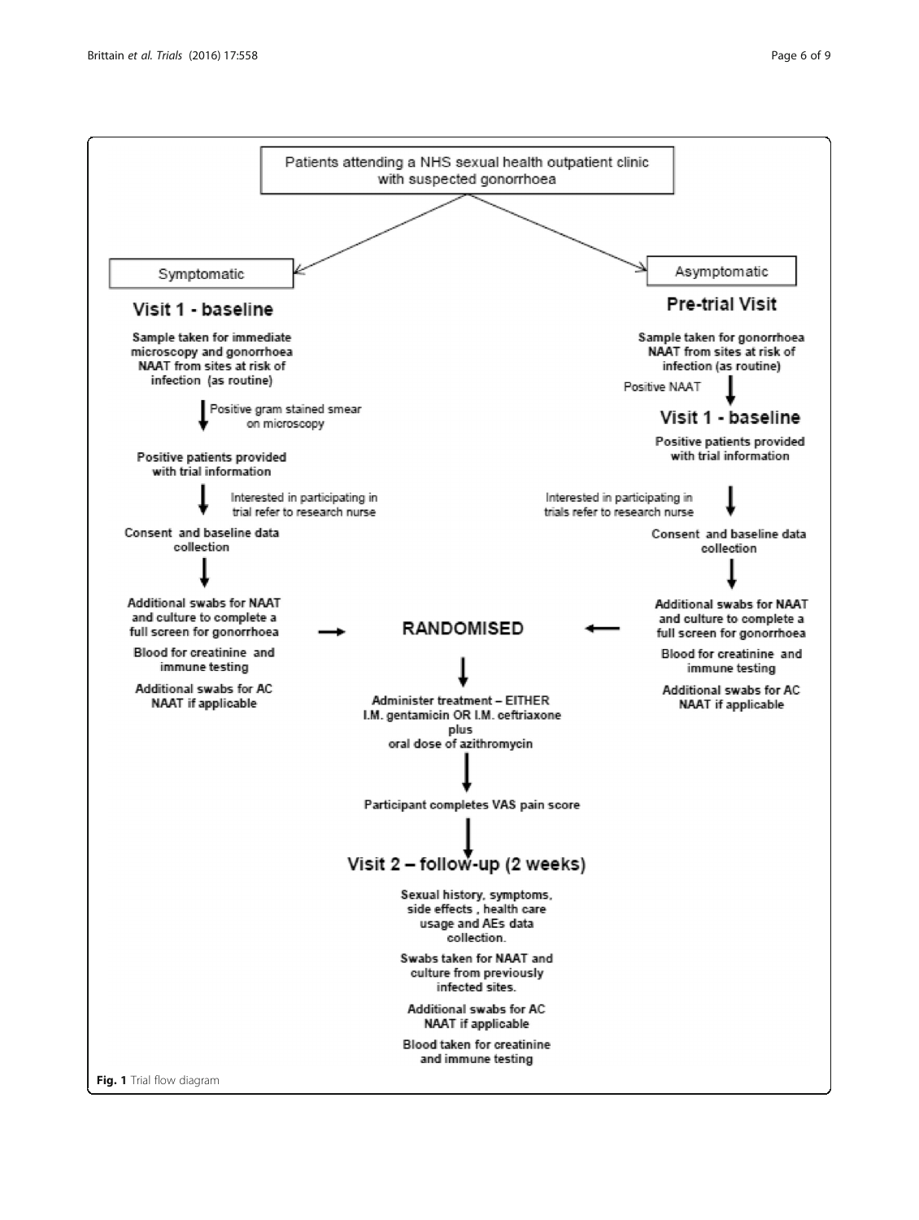Patients attending a NHS sexual health outpatient clinic with suspected gonorrhoea

**Symptomatic**

**Visit 1 - baseline**

Sample taken for immediate microscopy and gonorrhoea NAAT from sites at risk of infection (as routine)

↓ Positive gram stained smear on microscopy

Positive patients provided with trial information

↓ Interested in participating in trial refer to research nurse

Consent and baseline data collection

↓

Additional swabs for NAAT and culture to complete a full screen for gonorrhoea

Blood for creatinine and immune testing

Additional swabs for AC NAAT if applicable

→ RANDOMISED

**Asymptomatic**

**Pre-trial Visit**

Sample taken for gonorrhoea NAAT from sites at risk of infection (as routine)

↓ Positive NAAT

**Visit 1 - baseline**

Positive patients provided with trial information

↓ Interested in participating in trials refer to research nurse

Consent and baseline data collection

↓

Additional swabs for NAAT and culture to complete a full screen for gonorrhoea

Blood for creatinine and immune testing

Additional swabs for AC NAAT if applicable

→ RANDOMISED

**RANDOMISED**

↓

Administer treatment – EITHER I.M. gentamicin OR I.M. ceftriaxone plus oral dose of azithromycin

↓

Participant completes VAS pain score

↓

**Visit 2 – follow-up (2 weeks)**

Sexual history, symptoms, side effects, health care usage and AEs data collection.

Swabs taken for NAAT and culture from previously infected sites.

Additional swabs for AC NAAT if applicable

Blood taken for creatinine and immune testing

**Fig. 1** Trial flow diagram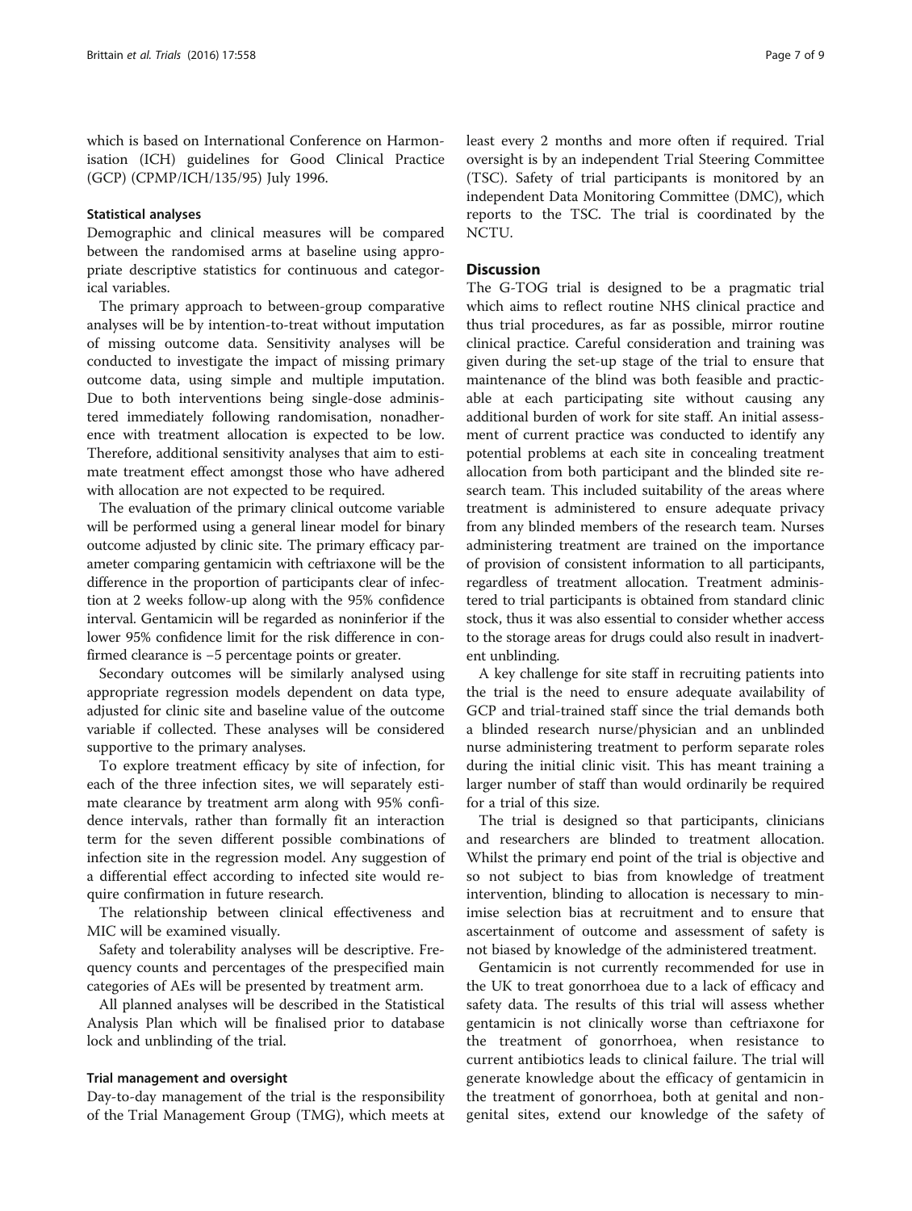which is based on International Conference on Harmonisation (ICH) guidelines for Good Clinical Practice (GCP) (CPMP/ICH/135/95) July 1996.

### Statistical analyses

Demographic and clinical measures will be compared between the randomised arms at baseline using appropriate descriptive statistics for continuous and categorical variables.

The primary approach to between-group comparative analyses will be by intention-to-treat without imputation of missing outcome data. Sensitivity analyses will be conducted to investigate the impact of missing primary outcome data, using simple and multiple imputation. Due to both interventions being single-dose administered immediately following randomisation, nonadherence with treatment allocation is expected to be low. Therefore, additional sensitivity analyses that aim to estimate treatment effect amongst those who have adhered with allocation are not expected to be required.

The evaluation of the primary clinical outcome variable will be performed using a general linear model for binary outcome adjusted by clinic site. The primary efficacy parameter comparing gentamicin with ceftriaxone will be the difference in the proportion of participants clear of infection at 2 weeks follow-up along with the 95% confidence interval. Gentamicin will be regarded as noninferior if the lower 95% confidence limit for the risk difference in confirmed clearance is −5 percentage points or greater.

Secondary outcomes will be similarly analysed using appropriate regression models dependent on data type, adjusted for clinic site and baseline value of the outcome variable if collected. These analyses will be considered supportive to the primary analyses.

To explore treatment efficacy by site of infection, for each of the three infection sites, we will separately estimate clearance by treatment arm along with 95% confidence intervals, rather than formally fit an interaction term for the seven different possible combinations of infection site in the regression model. Any suggestion of a differential effect according to infected site would require confirmation in future research.

The relationship between clinical effectiveness and MIC will be examined visually.

Safety and tolerability analyses will be descriptive. Frequency counts and percentages of the prespecified main categories of AEs will be presented by treatment arm.

All planned analyses will be described in the Statistical Analysis Plan which will be finalised prior to database lock and unblinding of the trial.

### Trial management and oversight

Day-to-day management of the trial is the responsibility of the Trial Management Group (TMG), which meets at least every 2 months and more often if required. Trial oversight is by an independent Trial Steering Committee (TSC). Safety of trial participants is monitored by an independent Data Monitoring Committee (DMC), which reports to the TSC. The trial is coordinated by the NCTU.

## Discussion

The G-TOG trial is designed to be a pragmatic trial which aims to reflect routine NHS clinical practice and thus trial procedures, as far as possible, mirror routine clinical practice. Careful consideration and training was given during the set-up stage of the trial to ensure that maintenance of the blind was both feasible and practicable at each participating site without causing any additional burden of work for site staff. An initial assessment of current practice was conducted to identify any potential problems at each site in concealing treatment allocation from both participant and the blinded site research team. This included suitability of the areas where treatment is administered to ensure adequate privacy from any blinded members of the research team. Nurses administering treatment are trained on the importance of provision of consistent information to all participants, regardless of treatment allocation. Treatment administered to trial participants is obtained from standard clinic stock, thus it was also essential to consider whether access to the storage areas for drugs could also result in inadvertent unblinding.

A key challenge for site staff in recruiting patients into the trial is the need to ensure adequate availability of GCP and trial-trained staff since the trial demands both a blinded research nurse/physician and an unblinded nurse administering treatment to perform separate roles during the initial clinic visit. This has meant training a larger number of staff than would ordinarily be required for a trial of this size.

The trial is designed so that participants, clinicians and researchers are blinded to treatment allocation. Whilst the primary end point of the trial is objective and so not subject to bias from knowledge of treatment intervention, blinding to allocation is necessary to minimise selection bias at recruitment and to ensure that ascertainment of outcome and assessment of safety is not biased by knowledge of the administered treatment.

Gentamicin is not currently recommended for use in the UK to treat gonorrhoea due to a lack of efficacy and safety data. The results of this trial will assess whether gentamicin is not clinically worse than ceftriaxone for the treatment of gonorrhoea, when resistance to current antibiotics leads to clinical failure. The trial will generate knowledge about the efficacy of gentamicin in the treatment of gonorrhoea, both at genital and non-genital sites, extend our knowledge of the safety of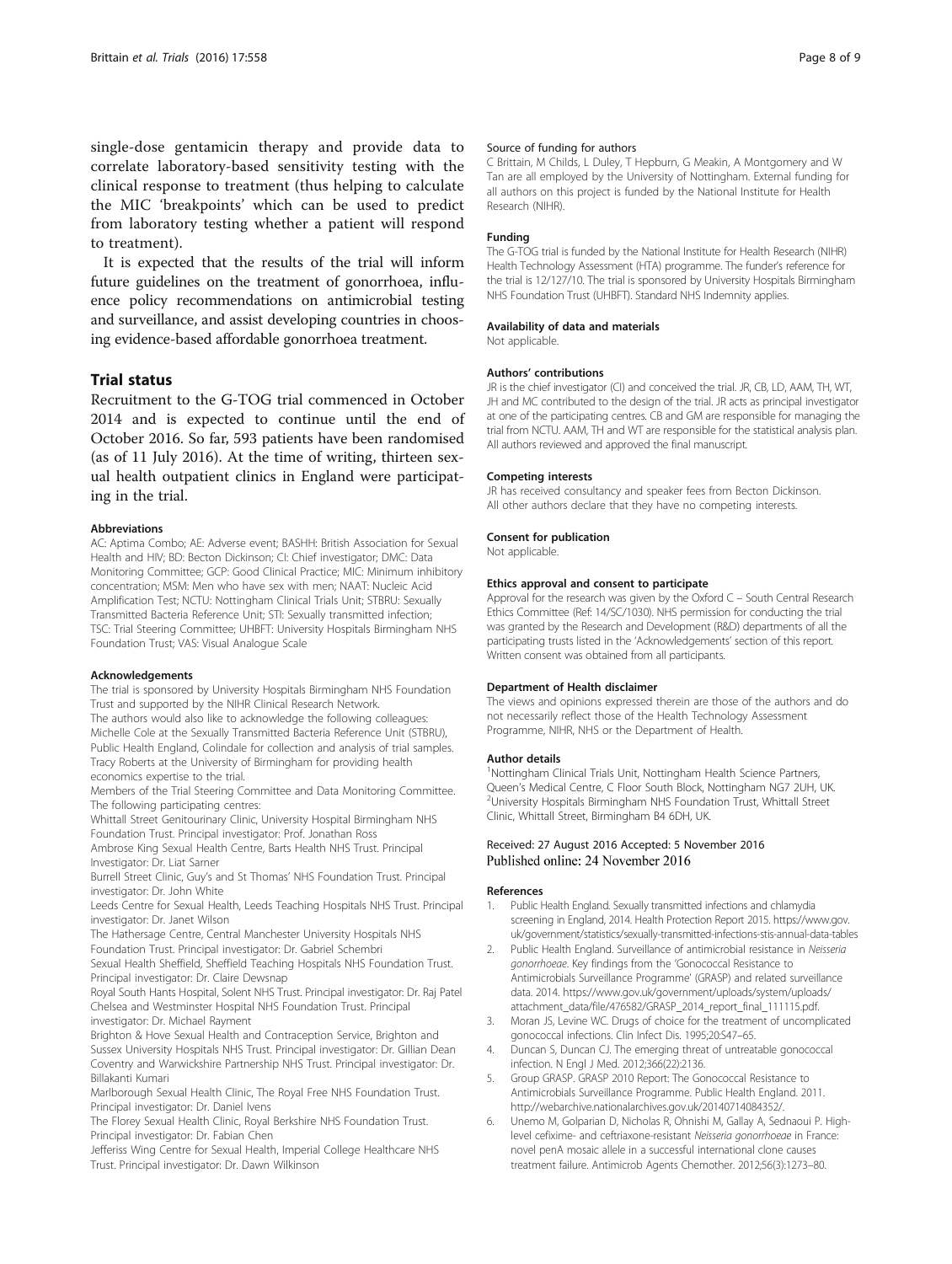single-dose gentamicin therapy and provide data to correlate laboratory-based sensitivity testing with the clinical response to treatment (thus helping to calculate the MIC 'breakpoints' which can be used to predict from laboratory testing whether a patient will respond to treatment).

It is expected that the results of the trial will inform future guidelines on the treatment of gonorrhoea, influence policy recommendations on antimicrobial testing and surveillance, and assist developing countries in choosing evidence-based affordable gonorrhoea treatment.

## Trial status

Recruitment to the G-TOG trial commenced in October 2014 and is expected to continue until the end of October 2016. So far, 593 patients have been randomised (as of 11 July 2016). At the time of writing, thirteen sexual health outpatient clinics in England were participating in the trial.

#### Abbreviations

AC: Aptima Combo; AE: Adverse event; BASHH: British Association for Sexual Health and HIV; BD: Becton Dickinson; CI: Chief investigator; DMC: Data Monitoring Committee; GCP: Good Clinical Practice; MIC: Minimum inhibitory concentration; MSM: Men who have sex with men; NAAT: Nucleic Acid Amplification Test; NCTU: Nottingham Clinical Trials Unit; STBRU: Sexually Transmitted Bacteria Reference Unit; STI: Sexually transmitted infection; TSC: Trial Steering Committee; UHBFT: University Hospitals Birmingham NHS Foundation Trust; VAS: Visual Analogue Scale

#### Acknowledgements

The trial is sponsored by University Hospitals Birmingham NHS Foundation Trust and supported by the NIHR Clinical Research Network.

The authors would also like to acknowledge the following colleagues: Michelle Cole at the Sexually Transmitted Bacteria Reference Unit (STBRU), Public Health England, Colindale for collection and analysis of trial samples. Tracy Roberts at the University of Birmingham for providing health economics expertise to the trial.

Members of the Trial Steering Committee and Data Monitoring Committee. The following participating centres:

Whittall Street Genitourinary Clinic, University Hospital Birmingham NHS Foundation Trust. Principal investigator: Prof. Jonathan Ross

Ambrose King Sexual Health Centre, Barts Health NHS Trust. Principal Investigator: Dr. Liat Sarner

Burrell Street Clinic, Guy's and St Thomas' NHS Foundation Trust. Principal investigator: Dr. John White

Leeds Centre for Sexual Health, Leeds Teaching Hospitals NHS Trust. Principal investigator: Dr. Janet Wilson

The Hathersage Centre, Central Manchester University Hospitals NHS Foundation Trust. Principal investigator: Dr. Gabriel Schembri

Sexual Health Sheffield, Sheffield Teaching Hospitals NHS Foundation Trust. Principal investigator: Dr. Claire Dewsnap

Royal South Hants Hospital, Solent NHS Trust. Principal investigator: Dr. Raj Patel

Chelsea and Westminster Hospital NHS Foundation Trust. Principal investigator: Dr. Michael Rayment

Brighton & Hove Sexual Health and Contraception Service, Brighton and Sussex University Hospitals NHS Trust. Principal investigator: Dr. Gillian Dean

Coventry and Warwickshire Partnership NHS Trust. Principal investigator: Dr. Billakanti Kumari

Marlborough Sexual Health Clinic, The Royal Free NHS Foundation Trust. Principal investigator: Dr. Daniel Ivens

The Florey Sexual Health Clinic, Royal Berkshire NHS Foundation Trust. Principal investigator: Dr. Fabian Chen

Jefferiss Wing Centre for Sexual Health, Imperial College Healthcare NHS Trust. Principal investigator: Dr. Dawn Wilkinson

#### Source of funding for authors

C Brittain, M Childs, L Duley, T Hepburn, G Meakin, A Montgomery and W Tan are all employed by the University of Nottingham. External funding for all authors on this project is funded by the National Institute for Health Research (NIHR).

#### Funding

The G-TOG trial is funded by the National Institute for Health Research (NIHR) Health Technology Assessment (HTA) programme. The funder's reference for the trial is 12/127/10. The trial is sponsored by University Hospitals Birmingham NHS Foundation Trust (UHBFT). Standard NHS Indemnity applies.

#### Availability of data and materials

Not applicable.

#### Authors' contributions

JR is the chief investigator (CI) and conceived the trial. JR, CB, LD, AAM, TH, WT, JH and MC contributed to the design of the trial. JR acts as principal investigator at one of the participating centres. CB and GM are responsible for managing the trial from NCTU. AAM, TH and WT are responsible for the statistical analysis plan. All authors reviewed and approved the final manuscript.

#### Competing interests

JR has received consultancy and speaker fees from Becton Dickinson. All other authors declare that they have no competing interests.

#### Consent for publication

Not applicable.

#### Ethics approval and consent to participate

Approval for the research was given by the Oxford C – South Central Research Ethics Committee (Ref: 14/SC/1030). NHS permission for conducting the trial was granted by the Research and Development (R&D) departments of all the participating trusts listed in the 'Acknowledgements' section of this report. Written consent was obtained from all participants.

#### Department of Health disclaimer

The views and opinions expressed therein are those of the authors and do not necessarily reflect those of the Health Technology Assessment Programme, NIHR, NHS or the Department of Health.

#### Author details

[1]Nottingham Clinical Trials Unit, Nottingham Health Science Partners, Queen's Medical Centre, C Floor South Block, Nottingham NG7 2UH, UK. [2]University Hospitals Birmingham NHS Foundation Trust, Whittall Street Clinic, Whittall Street, Birmingham B4 6DH, UK.

Received: 27 August 2016 Accepted: 5 November 2016
Published online: 24 November 2016

#### References

1. Public Health England. Sexually transmitted infections and chlamydia screening in England, 2014. Health Protection Report 2015. https://www.gov.uk/government/statistics/sexually-transmitted-infections-stis-annual-data-tables
2. Public Health England. Surveillance of antimicrobial resistance in *Neisseria gonorrhoeae*. Key findings from the 'Gonococcal Resistance to Antimicrobials Surveillance Programme' (GRASP) and related surveillance data. 2014. https://www.gov.uk/government/uploads/system/uploads/attachment_data/file/476582/GRASP_2014_report_final_111115.pdf.
3. Moran JS, Levine WC. Drugs of choice for the treatment of uncomplicated gonococcal infections. Clin Infect Dis. 1995;20:S47–65.
4. Duncan S, Duncan CJ. The emerging threat of untreatable gonococcal infection. N Engl J Med. 2012;366(22):2136.
5. Group GRASP. GRASP 2010 Report: The Gonococcal Resistance to Antimicrobials Surveillance Programme. Public Health England. 2011. http://webarchive.nationalarchives.gov.uk/20140714084352/.
6. Unemo M, Golparian D, Nicholas R, Ohnishi M, Gallay A, Sednaoui P. High-level cefixime- and ceftriaxone-resistant *Neisseria gonorrhoeae* in France: novel penA mosaic allele in a successful international clone causes treatment failure. Antimicrob Agents Chemother. 2012;56(3):1273–80.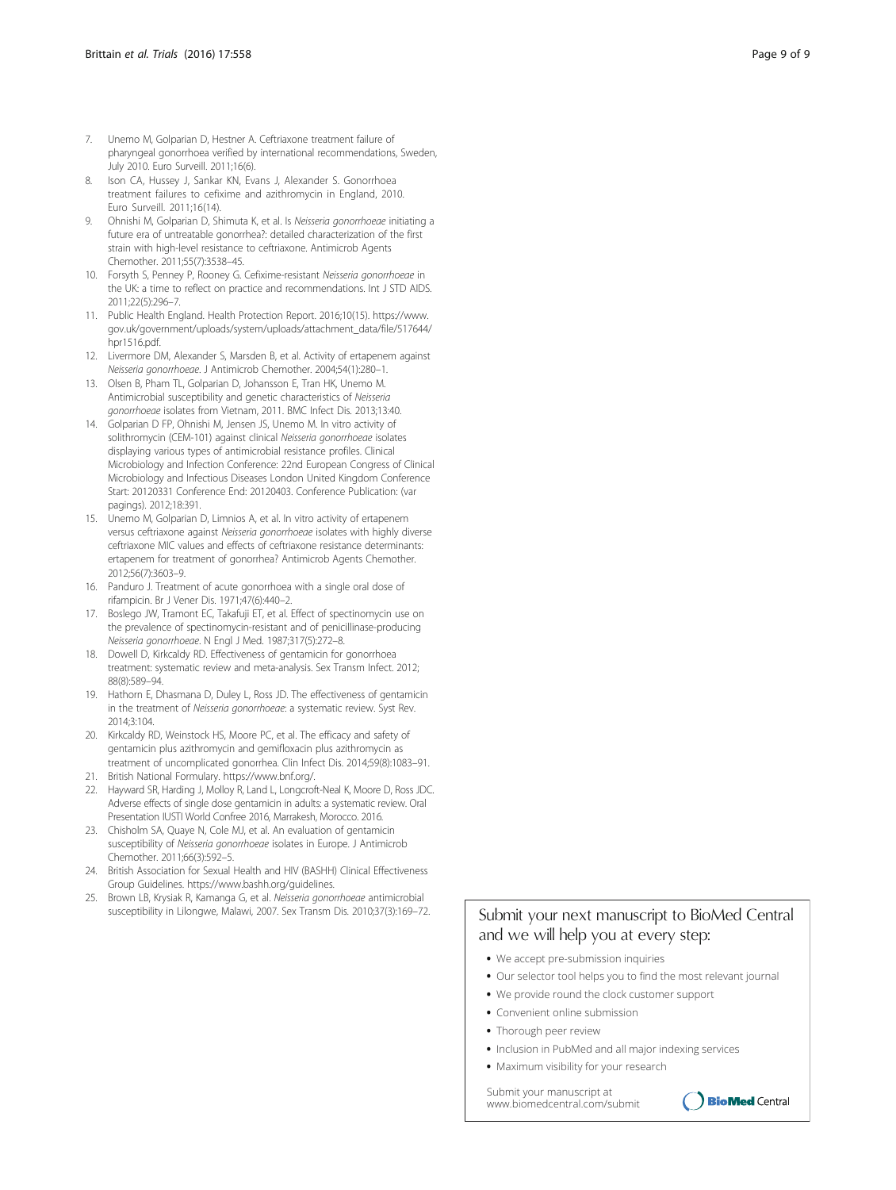7. Unemo M, Golparian D, Hestner A. Ceftriaxone treatment failure of pharyngeal gonorrhoea verified by international recommendations, Sweden, July 2010. Euro Surveill. 2011;16(6).
8. Ison CA, Hussey J, Sankar KN, Evans J, Alexander S. Gonorrhoea treatment failures to cefixime and azithromycin in England, 2010. Euro Surveill. 2011;16(14).
9. Ohnishi M, Golparian D, Shimuta K, et al. Is *Neisseria gonorrhoeae* initiating a future era of untreatable gonorrhea?: detailed characterization of the first strain with high-level resistance to ceftriaxone. Antimicrob Agents Chemother. 2011;55(7):3538–45.
10. Forsyth S, Penney P, Rooney G. Cefixime-resistant *Neisseria gonorrhoeae* in the UK: a time to reflect on practice and recommendations. Int J STD AIDS. 2011;22(5):296–7.
11. Public Health England. Health Protection Report. 2016;10(15). https://www.gov.uk/government/uploads/system/uploads/attachment_data/file/517644/hpr1516.pdf.
12. Livermore DM, Alexander S, Marsden B, et al. Activity of ertapenem against *Neisseria gonorrhoeae*. J Antimicrob Chemother. 2004;54(1):280–1.
13. Olsen B, Pham TL, Golparian D, Johansson E, Tran HK, Unemo M. Antimicrobial susceptibility and genetic characteristics of *Neisseria gonorrhoeae* isolates from Vietnam, 2011. BMC Infect Dis. 2013;13:40.
14. Golparian D FP, Ohnishi M, Jensen JS, Unemo M. In vitro activity of solithromycin (CEM-101) against clinical *Neisseria gonorrhoeae* isolates displaying various types of antimicrobial resistance profiles. Clinical Microbiology and Infection Conference: 22nd European Congress of Clinical Microbiology and Infectious Diseases London United Kingdom Conference Start: 20120331 Conference End: 20120403. Conference Publication: (var pagings). 2012;18:391.
15. Unemo M, Golparian D, Limnios A, et al. In vitro activity of ertapenem versus ceftriaxone against *Neisseria gonorrhoeae* isolates with highly diverse ceftriaxone MIC values and effects of ceftriaxone resistance determinants: ertapenem for treatment of gonorrhea? Antimicrob Agents Chemother. 2012;56(7):3603–9.
16. Panduro J. Treatment of acute gonorrhoea with a single oral dose of rifampicin. Br J Vener Dis. 1971;47(6):440–2.
17. Boslego JW, Tramont EC, Takafuji ET, et al. Effect of spectinomycin use on the prevalence of spectinomycin-resistant and of penicillinase-producing *Neisseria gonorrhoeae*. N Engl J Med. 1987;317(5):272–8.
18. Dowell D, Kirkcaldy RD. Effectiveness of gentamicin for gonorrhoea treatment: systematic review and meta-analysis. Sex Transm Infect. 2012; 88(8):589–94.
19. Hathorn E, Dhasmana D, Duley L, Ross JD. The effectiveness of gentamicin in the treatment of *Neisseria gonorrhoeae*: a systematic review. Syst Rev. 2014;3:104.
20. Kirkcaldy RD, Weinstock HS, Moore PC, et al. The efficacy and safety of gentamicin plus azithromycin and gemifloxacin plus azithromycin as treatment of uncomplicated gonorrhea. Clin Infect Dis. 2014;59(8):1083–91.
21. British National Formulary. https://www.bnf.org/.
22. Hayward SR, Harding J, Molloy R, Land L, Longcroft-Neal K, Moore D, Ross JDC. Adverse effects of single dose gentamicin in adults: a systematic review. Oral Presentation IUSTI World Confree 2016, Marrakesh, Morocco. 2016.
23. Chisholm SA, Quaye N, Cole MJ, et al. An evaluation of gentamicin susceptibility of *Neisseria gonorrhoeae* isolates in Europe. J Antimicrob Chemother. 2011;66(3):592–5.
24. British Association for Sexual Health and HIV (BASHH) Clinical Effectiveness Group Guidelines. https://www.bashh.org/guidelines.
25. Brown LB, Krysiak R, Kamanga G, et al. *Neisseria gonorrhoeae* antimicrobial susceptibility in Lilongwe, Malawi, 2007. Sex Transm Dis. 2010;37(3):169–72.

Submit your next manuscript to BioMed Central and we will help you at every step:

- We accept pre-submission inquiries
- Our selector tool helps you to find the most relevant journal
- We provide round the clock customer support
- Convenient online submission
- Thorough peer review
- Inclusion in PubMed and all major indexing services
- Maximum visibility for your research

Submit your manuscript at www.biomedcentral.com/submit

BioMed Central